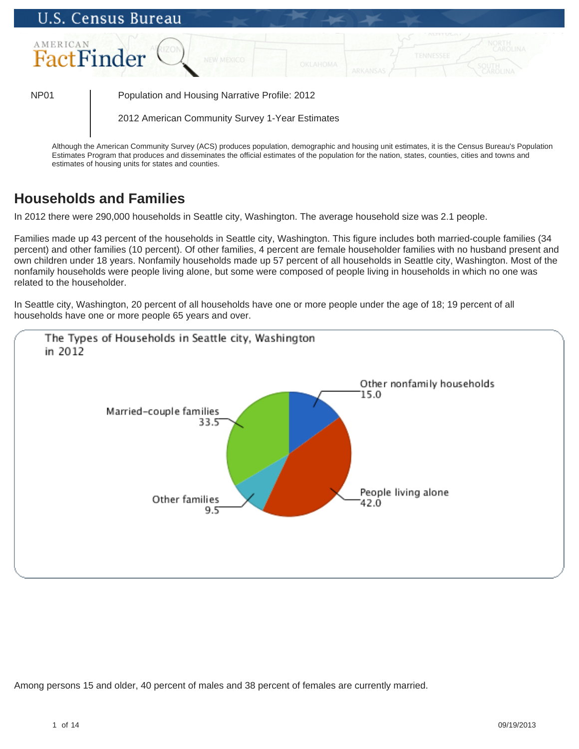NP01 | Population and Housing Narrative Profile: 2012

2012 American Community Survey 1-Year Estimates

Although the American Community Survey (ACS) produces population, demographic and housing unit estimates, it is the Census Bureau's Population Estimates Program that produces and disseminates the official estimates of the population for the nation, states, counties, cities and towns and estimates of housing units for states and counties.

## Households and Families

In 2012 there were 290,000 households in Seattle city, Washington. The average household size was 2.1 people.

Families made up 43 percent of the households in Seattle city, Washington. This figure includes both married-couple families (34 percent) and other families (10 percent). Of other families, 4 percent are female householder families with no husband present and own children under 18 years. Nonfamily households made up 57 percent of all households in Seattle city, Washington. Most of the nonfamily households were people living alone, but some were composed of people living in households in which no one was related to the householder.

In Seattle city, Washington, 20 percent of all households have one or more people under the age of 18; 19 percent of all households have one or more people 65 years and over.

The Types of Households in Seattle city, Washington in 2012

| Household type | Percent |
|---|---|
| Married-couple families | 33.5 |
| Other families | 9.5 |
| People living alone | 42.0 |
| Other nonfamily households | 15.0 |

Among persons 15 and older, 40 percent of males and 38 percent of females are currently married.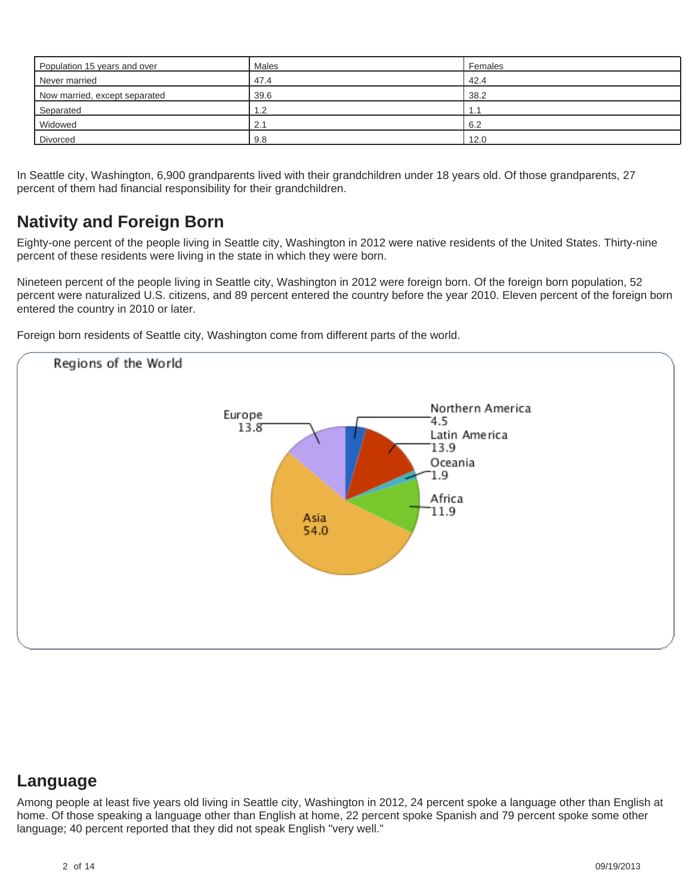| Population 15 years and over | Males | Females |
|---|---|---|
| Never married | 47.4 | 42.4 |
| Now married, except separated | 39.6 | 38.2 |
| Separated | 1.2 | 1.1 |
| Widowed | 2.1 | 6.2 |
| Divorced | 9.8 | 12.0 |

In Seattle city, Washington, 6,900 grandparents lived with their grandchildren under 18 years old. Of those grandparents, 27 percent of them had financial responsibility for their grandchildren.

## Nativity and Foreign Born

Eighty-one percent of the people living in Seattle city, Washington in 2012 were native residents of the United States. Thirty-nine percent of these residents were living in the state in which they were born.

Nineteen percent of the people living in Seattle city, Washington in 2012 were foreign born. Of the foreign born population, 52 percent were naturalized U.S. citizens, and 89 percent entered the country before the year 2010. Eleven percent of the foreign born entered the country in 2010 or later.

Foreign born residents of Seattle city, Washington come from different parts of the world.

Regions of the World

| Region | Percent |
|---|---|
| Northern America | 4.5 |
| Latin America | 13.9 |
| Oceania | 1.9 |
| Africa | 11.9 |
| Asia | 54.0 |
| Europe | 13.8 |

## Language

Among people at least five years old living in Seattle city, Washington in 2012, 24 percent spoke a language other than English at home. Of those speaking a language other than English at home, 22 percent spoke Spanish and 79 percent spoke some other language; 40 percent reported that they did not speak English "very well."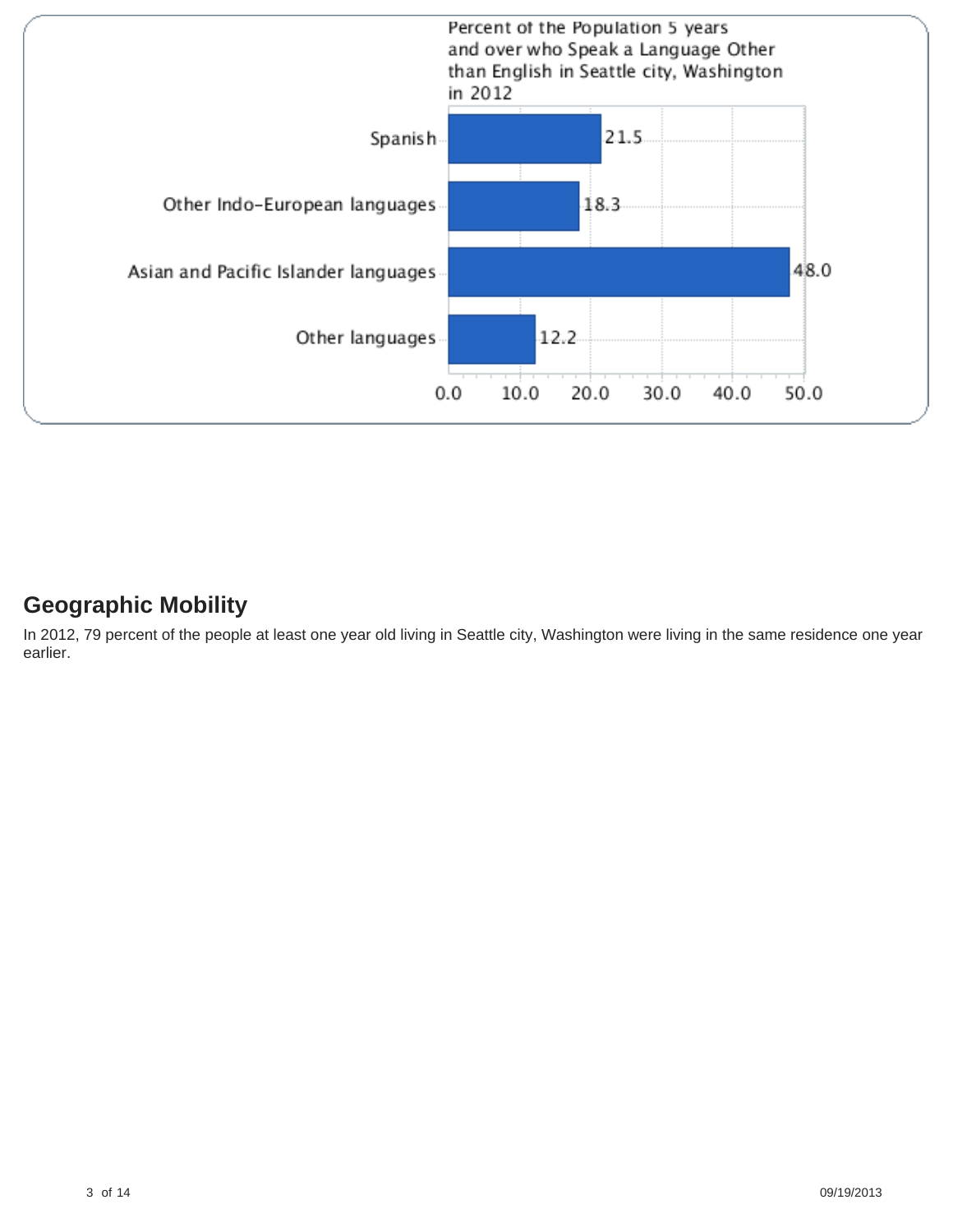Percent of the Population 5 years and over who Speak a Language Other than English in Seattle city, Washington in 2012

| Language | Percent |
| --- | --- |
| Spanish | 21.5 |
| Other Indo-European languages | 18.3 |
| Asian and Pacific Islander languages | 48.0 |
| Other languages | 12.2 |

## Geographic Mobility

In 2012, 79 percent of the people at least one year old living in Seattle city, Washington were living in the same residence one year earlier.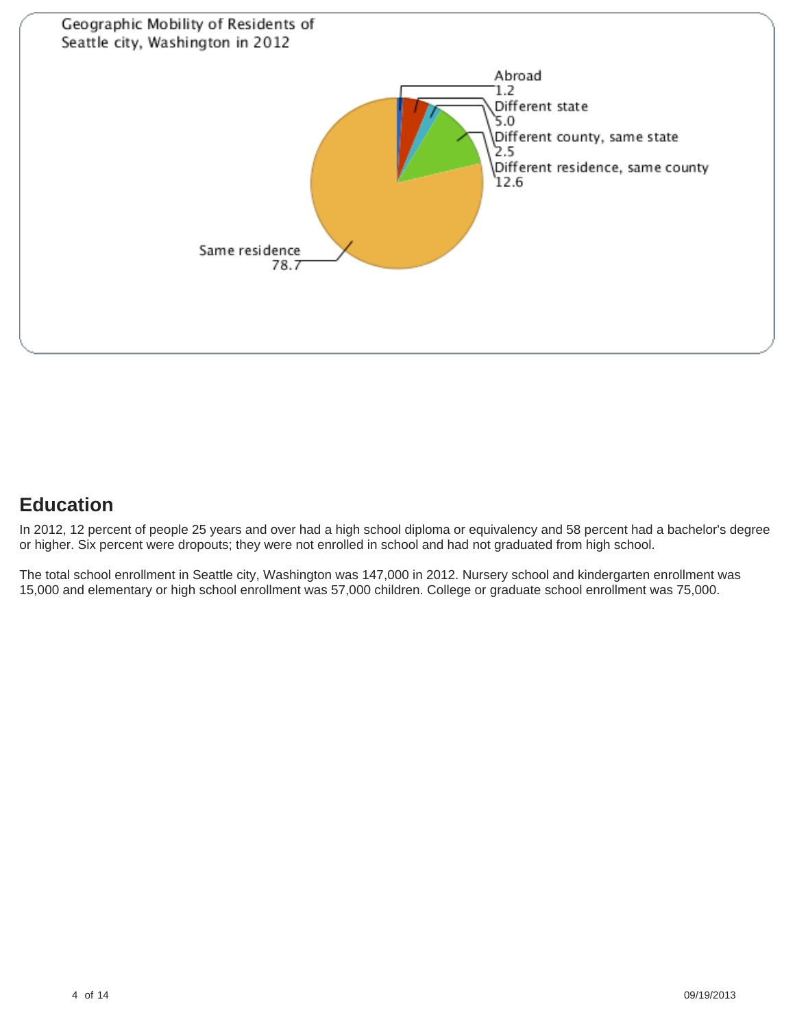Geographic Mobility of Residents of Seattle city, Washington in 2012

| Category | Percent |
| --- | --- |
| Abroad | 1.2 |
| Different state | 5.0 |
| Different county, same state | 2.5 |
| Different residence, same county | 12.6 |
| Same residence | 78.7 |

## Education

In 2012, 12 percent of people 25 years and over had a high school diploma or equivalency and 58 percent had a bachelor's degree or higher. Six percent were dropouts; they were not enrolled in school and had not graduated from high school.

The total school enrollment in Seattle city, Washington was 147,000 in 2012. Nursery school and kindergarten enrollment was 15,000 and elementary or high school enrollment was 57,000 children. College or graduate school enrollment was 75,000.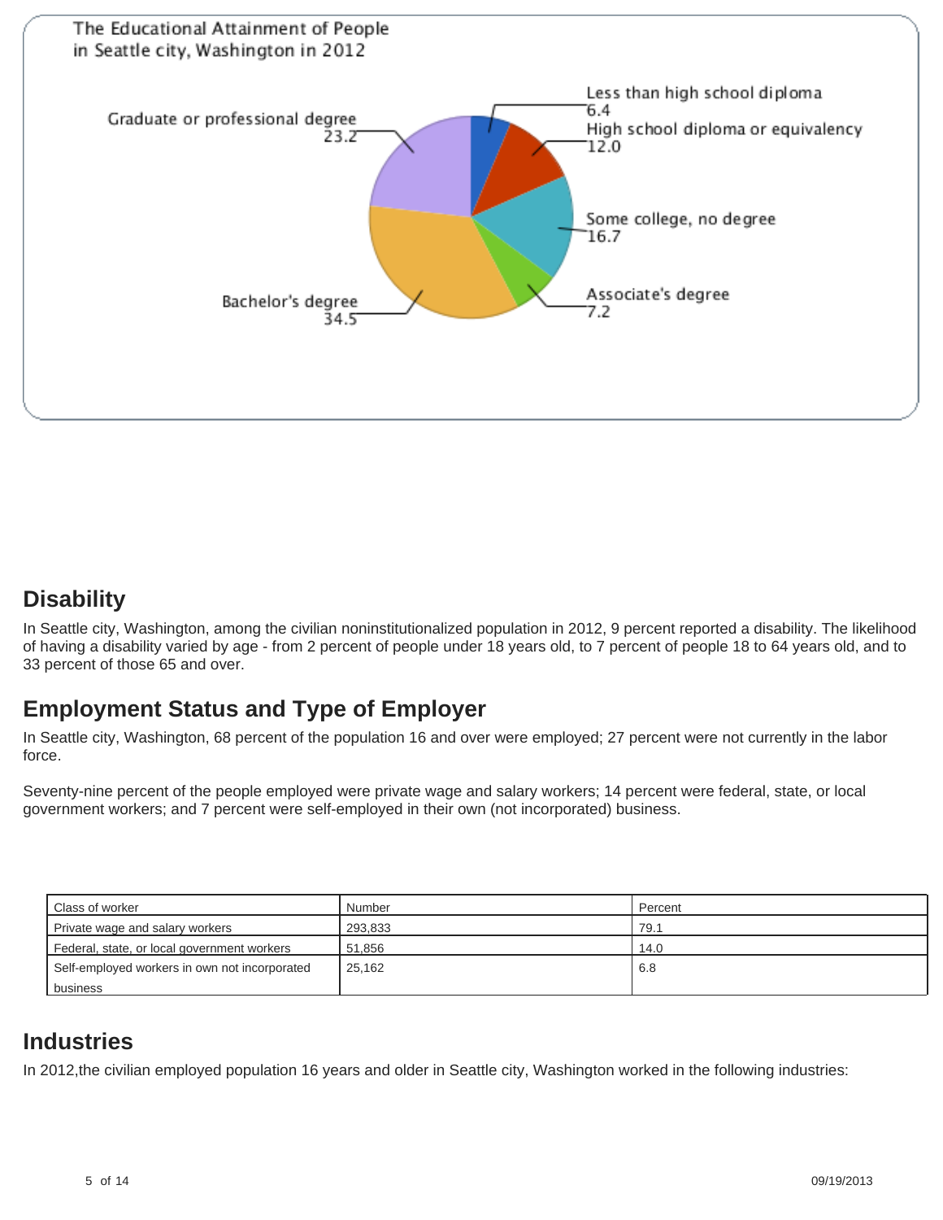The Educational Attainment of People in Seattle city, Washington in 2012

- Less than high school diploma: 6.4
- High school diploma or equivalency: 12.0
- Some college, no degree: 16.7
- Associate's degree: 7.2
- Bachelor's degree: 34.5
- Graduate or professional degree: 23.2

## Disability

In Seattle city, Washington, among the civilian noninstitutionalized population in 2012, 9 percent reported a disability. The likelihood of having a disability varied by age - from 2 percent of people under 18 years old, to 7 percent of people 18 to 64 years old, and to 33 percent of those 65 and over.

## Employment Status and Type of Employer

In Seattle city, Washington, 68 percent of the population 16 and over were employed; 27 percent were not currently in the labor force.

Seventy-nine percent of the people employed were private wage and salary workers; 14 percent were federal, state, or local government workers; and 7 percent were self-employed in their own (not incorporated) business.

| Class of worker | Number | Percent |
|---|---|---|
| Private wage and salary workers | 293,833 | 79.1 |
| Federal, state, or local government workers | 51,856 | 14.0 |
| Self-employed workers in own not incorporated business | 25,162 | 6.8 |

## Industries

In 2012,the civilian employed population 16 years and older in Seattle city, Washington worked in the following industries: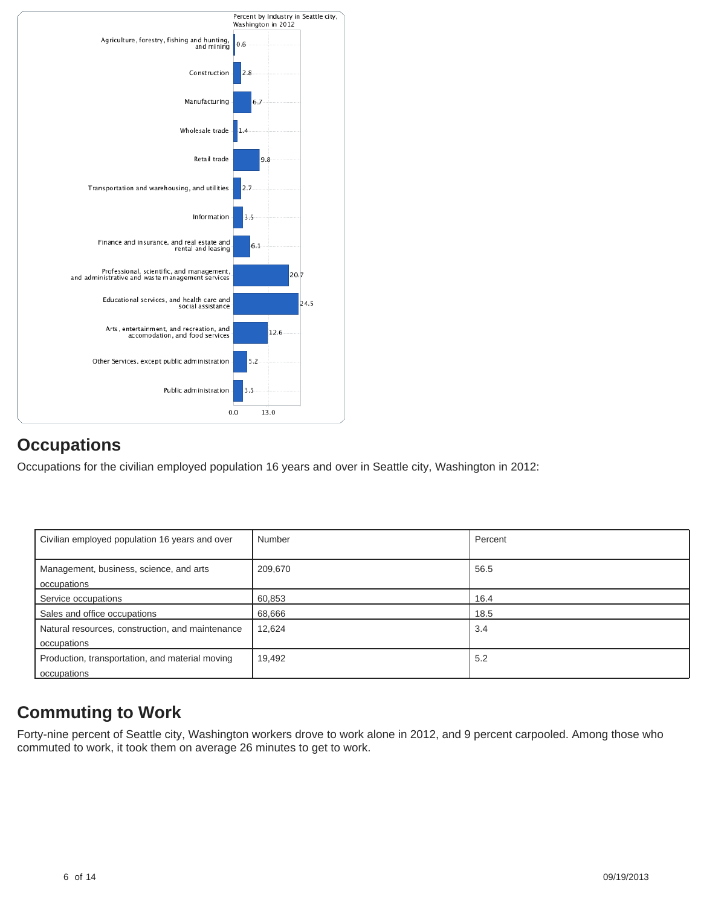Percent by Industry in Seattle city, Washington in 2012

| Industry | Percent |
|---|---|
| Agriculture, forestry, fishing and hunting, and mining | 0.6 |
| Construction | 2.8 |
| Manufacturing | 6.7 |
| Wholesale trade | 1.4 |
| Retail trade | 9.8 |
| Transportation and warehousing, and utilities | 2.7 |
| Information | 3.5 |
| Finance and insurance, and real estate and rental and leasing | 6.1 |
| Professional, scientific, and management, and administrative and waste management services | 20.7 |
| Educational services, and health care and social assistance | 24.5 |
| Arts, entertainment, and recreation, and accomodation, and food services | 12.6 |
| Other Services, except public administration | 5.2 |
| Public administration | 3.5 |

## Occupations

Occupations for the civilian employed population 16 years and over in Seattle city, Washington in 2012:

| Civilian employed population 16 years and over | Number | Percent |
|---|---|---|
| Management, business, science, and arts occupations | 209,670 | 56.5 |
| Service occupations | 60,853 | 16.4 |
| Sales and office occupations | 68,666 | 18.5 |
| Natural resources, construction, and maintenance occupations | 12,624 | 3.4 |
| Production, transportation, and material moving occupations | 19,492 | 5.2 |

## Commuting to Work

Forty-nine percent of Seattle city, Washington workers drove to work alone in 2012, and 9 percent carpooled. Among those who commuted to work, it took them on average 26 minutes to get to work.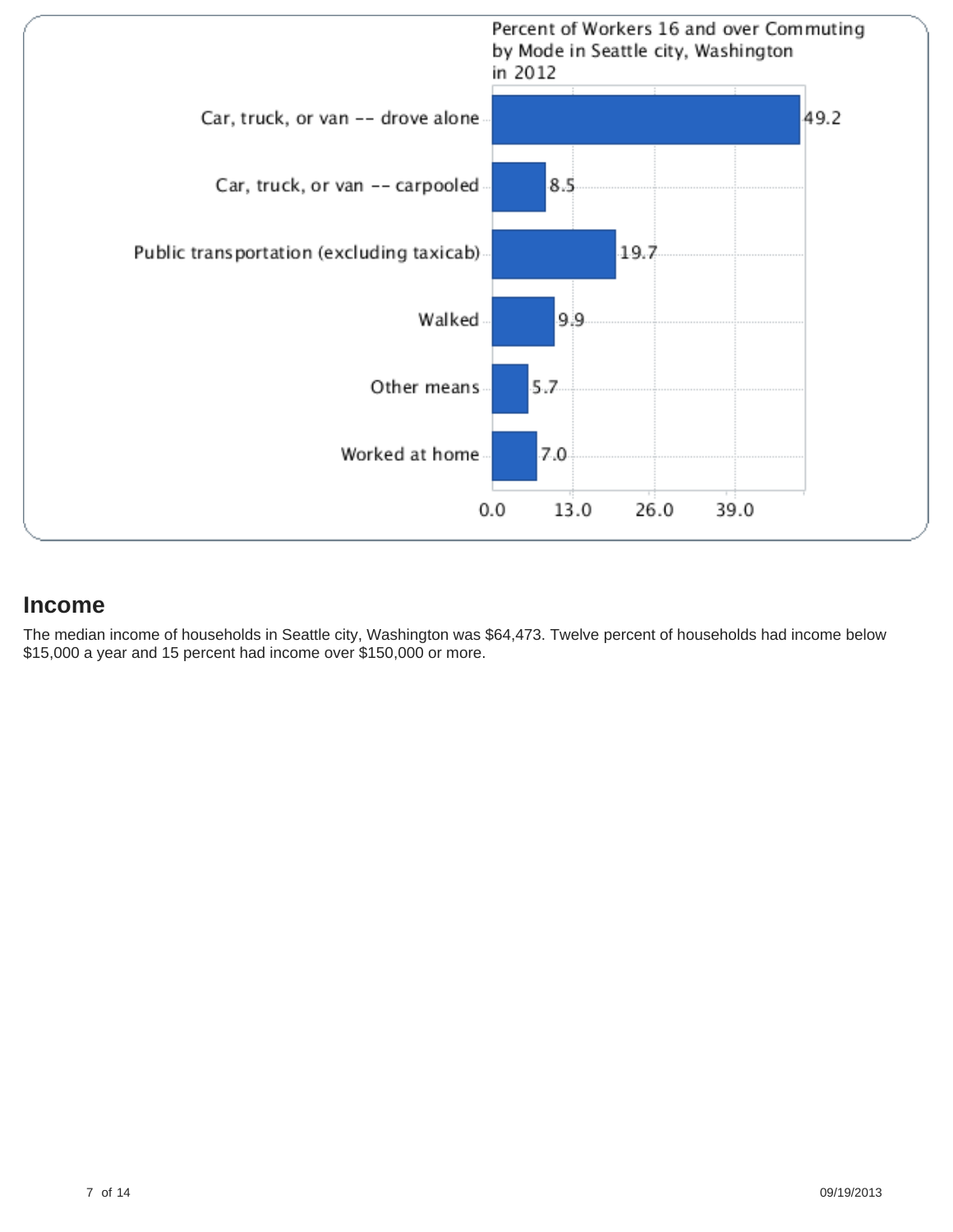Percent of Workers 16 and over Commuting by Mode in Seattle city, Washington in 2012

| Mode | Percent |
| --- | --- |
| Car, truck, or van -- drove alone | 49.2 |
| Car, truck, or van -- carpooled | 8.5 |
| Public transportation (excluding taxicab) | 19.7 |
| Walked | 9.9 |
| Other means | 5.7 |
| Worked at home | 7.0 |

## Income

The median income of households in Seattle city, Washington was $64,473. Twelve percent of households had income below $15,000 a year and 15 percent had income over $150,000 or more.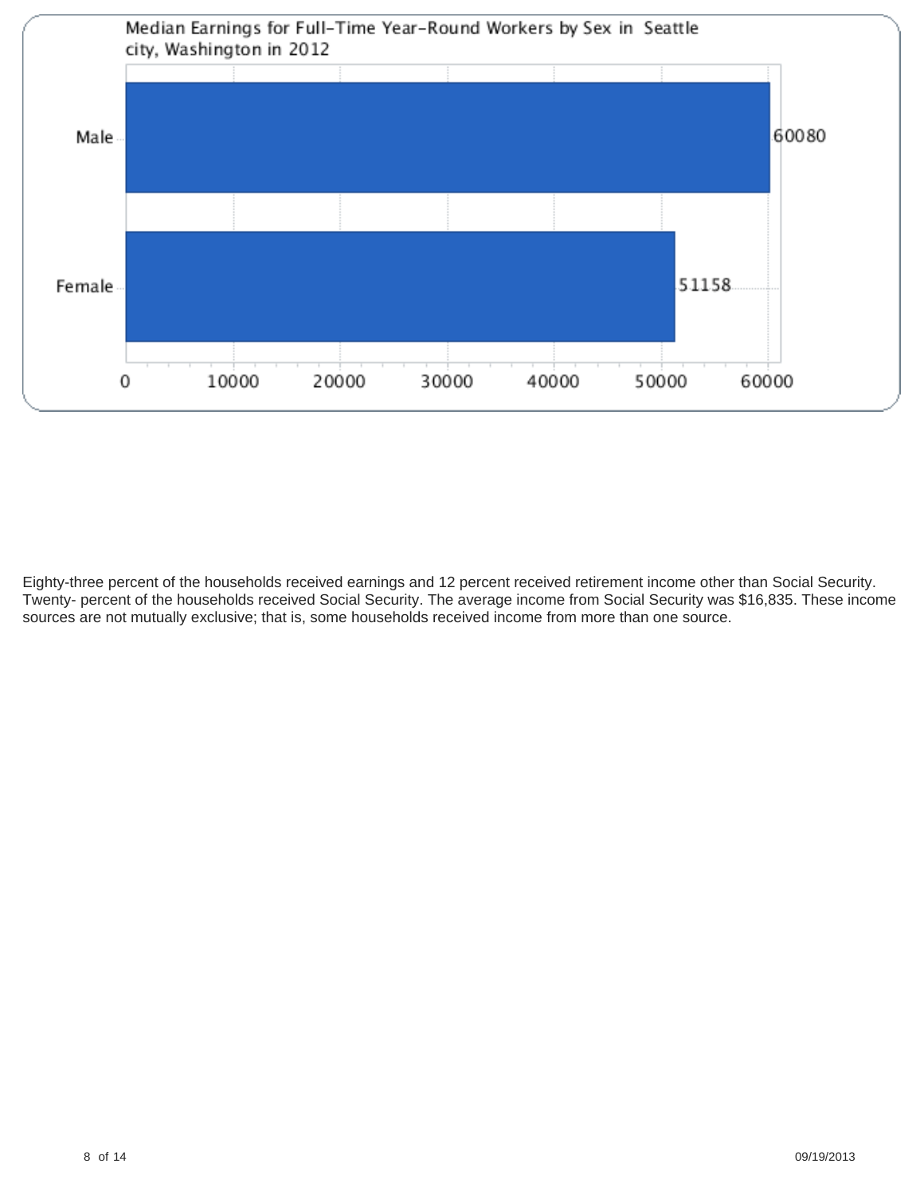Median Earnings for Full-Time Year-Round Workers by Sex in Seattle city, Washington in 2012

| Sex | Median Earnings |
| --- | --- |
| Male | 60080 |
| Female | 51158 |

Eighty-three percent of the households received earnings and 12 percent received retirement income other than Social Security. Twenty- percent of the households received Social Security. The average income from Social Security was $16,835. These income sources are not mutually exclusive; that is, some households received income from more than one source.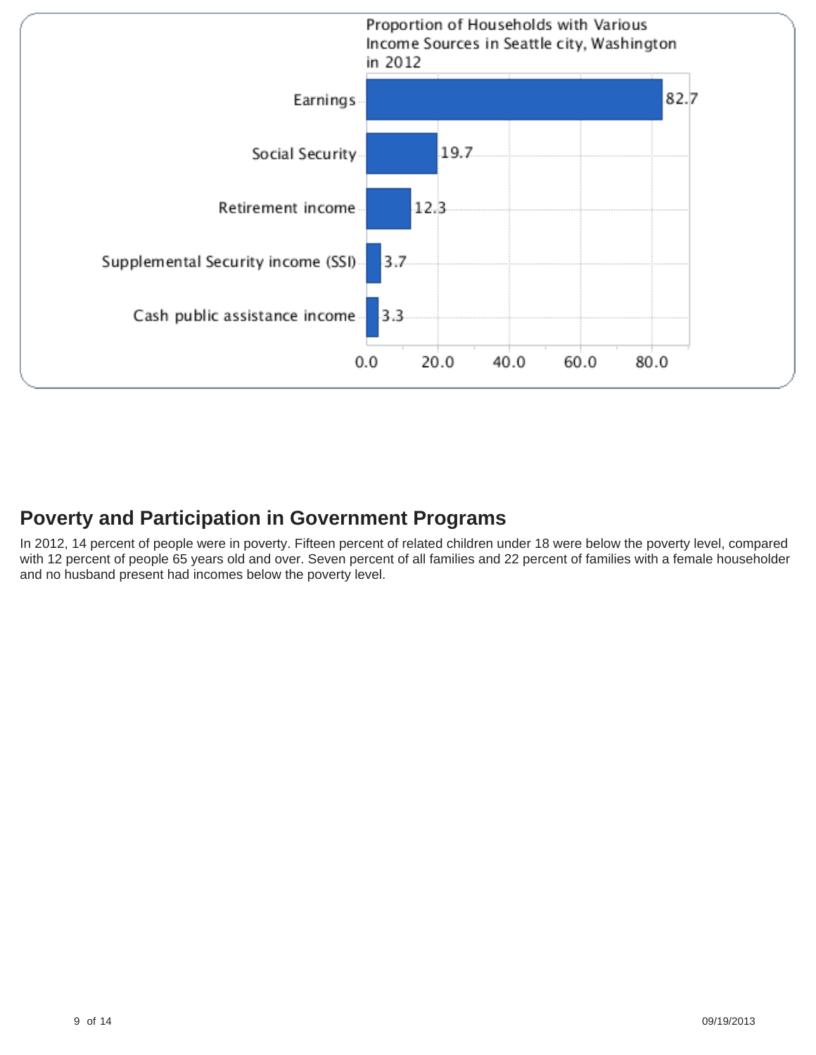Proportion of Households with Various Income Sources in Seattle city, Washington in 2012

| Income Source | Percent |
| --- | --- |
| Earnings | 82.7 |
| Social Security | 19.7 |
| Retirement income | 12.3 |
| Supplemental Security income (SSI) | 3.7 |
| Cash public assistance income | 3.3 |

## Poverty and Participation in Government Programs

In 2012, 14 percent of people were in poverty. Fifteen percent of related children under 18 were below the poverty level, compared with 12 percent of people 65 years old and over. Seven percent of all families and 22 percent of families with a female householder and no husband present had incomes below the poverty level.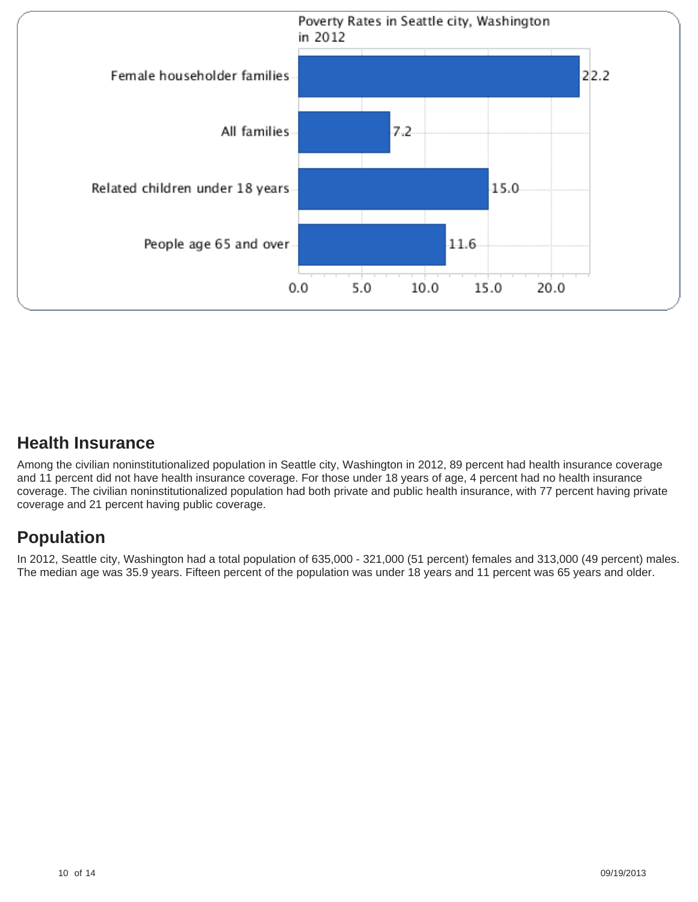Poverty Rates in Seattle city, Washington in 2012

| Category | Percent |
| --- | --- |
| Female householder families | 22.2 |
| All families | 7.2 |
| Related children under 18 years | 15.0 |
| People age 65 and over | 11.6 |

## Health Insurance

Among the civilian noninstitutionalized population in Seattle city, Washington in 2012, 89 percent had health insurance coverage and 11 percent did not have health insurance coverage. For those under 18 years of age, 4 percent had no health insurance coverage. The civilian noninstitutionalized population had both private and public health insurance, with 77 percent having private coverage and 21 percent having public coverage.

## Population

In 2012, Seattle city, Washington had a total population of 635,000 - 321,000 (51 percent) females and 313,000 (49 percent) males. The median age was 35.9 years. Fifteen percent of the population was under 18 years and 11 percent was 65 years and older.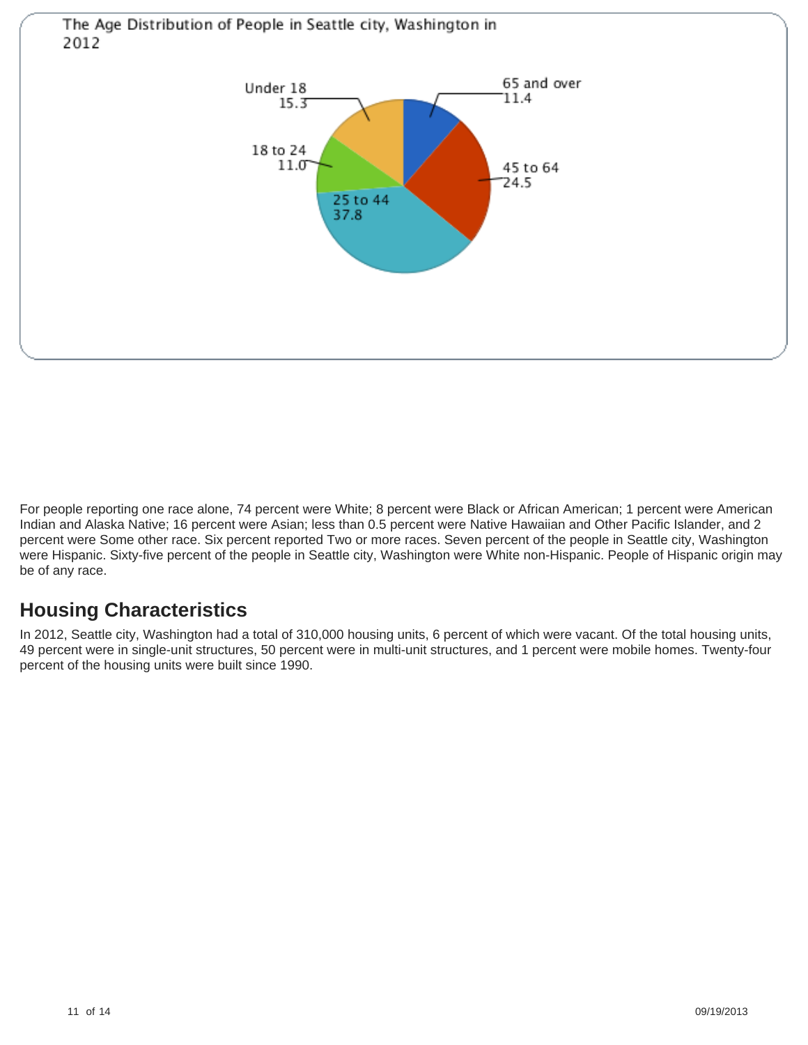The Age Distribution of People in Seattle city, Washington in 2012

| Age group | Percent |
|---|---|
| Under 18 | 15.3 |
| 18 to 24 | 11.0 |
| 25 to 44 | 37.8 |
| 45 to 64 | 24.5 |
| 65 and over | 11.4 |

For people reporting one race alone, 74 percent were White; 8 percent were Black or African American; 1 percent were American Indian and Alaska Native; 16 percent were Asian; less than 0.5 percent were Native Hawaiian and Other Pacific Islander, and 2 percent were Some other race. Six percent reported Two or more races. Seven percent of the people in Seattle city, Washington were Hispanic. Sixty-five percent of the people in Seattle city, Washington were White non-Hispanic. People of Hispanic origin may be of any race.

## Housing Characteristics

In 2012, Seattle city, Washington had a total of 310,000 housing units, 6 percent of which were vacant. Of the total housing units, 49 percent were in single-unit structures, 50 percent were in multi-unit structures, and 1 percent were mobile homes. Twenty-four percent of the housing units were built since 1990.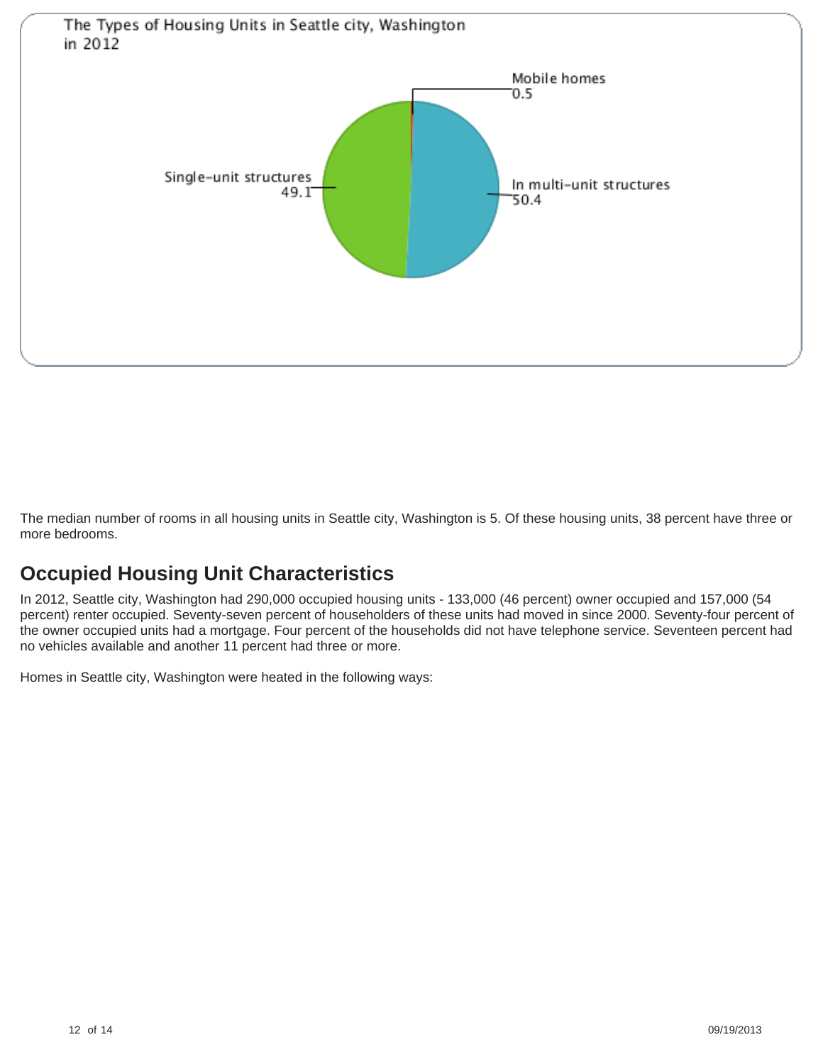The Types of Housing Units in Seattle city, Washington in 2012

| Type | Percent |
| --- | --- |
| Mobile homes | 0.5 |
| In multi-unit structures | 50.4 |
| Single-unit structures | 49.1 |

The median number of rooms in all housing units in Seattle city, Washington is 5. Of these housing units, 38 percent have three or more bedrooms.

## Occupied Housing Unit Characteristics

In 2012, Seattle city, Washington had 290,000 occupied housing units - 133,000 (46 percent) owner occupied and 157,000 (54 percent) renter occupied. Seventy-seven percent of householders of these units had moved in since 2000. Seventy-four percent of the owner occupied units had a mortgage. Four percent of the households did not have telephone service. Seventeen percent had no vehicles available and another 11 percent had three or more.

Homes in Seattle city, Washington were heated in the following ways: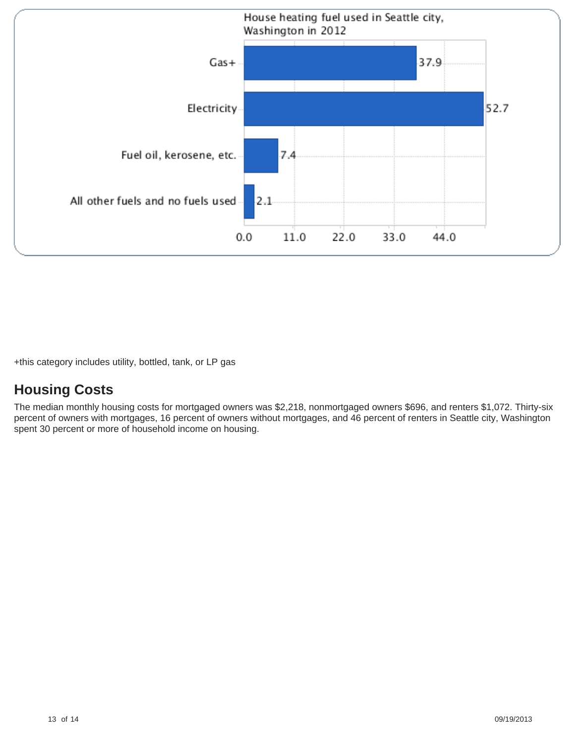House heating fuel used in Seattle city, Washington in 2012

| Fuel | Percent |
| --- | --- |
| Gas+ | 37.9 |
| Electricity | 52.7 |
| Fuel oil, kerosene, etc. | 7.4 |
| All other fuels and no fuels used | 2.1 |

+this category includes utility, bottled, tank, or LP gas

## Housing Costs

The median monthly housing costs for mortgaged owners was $2,218, nonmortgaged owners $696, and renters $1,072. Thirty-six percent of owners with mortgages, 16 percent of owners without mortgages, and 46 percent of renters in Seattle city, Washington spent 30 percent or more of household income on housing.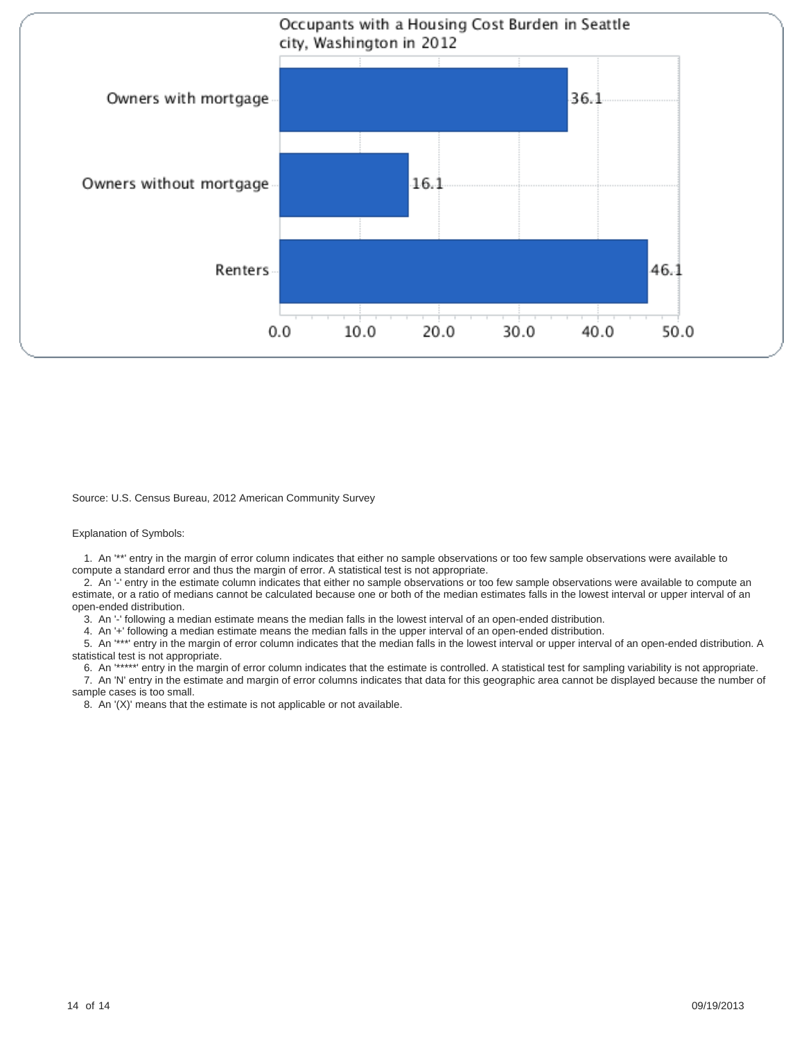Occupants with a Housing Cost Burden in Seattle city, Washington in 2012

Owners with mortgage

36.1

Owners without mortgage

16.1

Renters

46.1

0.0 10.0 20.0 30.0 40.0 50.0

Source: U.S. Census Bureau, 2012 American Community Survey

Explanation of Symbols:

1. An '**' entry in the margin of error column indicates that either no sample observations or too few sample observations were available to compute a standard error and thus the margin of error. A statistical test is not appropriate.
2. An '-' entry in the estimate column indicates that either no sample observations or too few sample observations were available to compute an estimate, or a ratio of medians cannot be calculated because one or both of the median estimates falls in the lowest interval or upper interval of an open-ended distribution.
3. An '-' following a median estimate means the median falls in the lowest interval of an open-ended distribution.
4. An '+' following a median estimate means the median falls in the upper interval of an open-ended distribution.
5. An '***' entry in the margin of error column indicates that the median falls in the lowest interval or upper interval of an open-ended distribution. A statistical test is not appropriate.
6. An '*****' entry in the margin of error column indicates that the estimate is controlled. A statistical test for sampling variability is not appropriate.
7. An 'N' entry in the estimate and margin of error columns indicates that data for this geographic area cannot be displayed because the number of sample cases is too small.
8. An '(X)' means that the estimate is not applicable or not available.

09/19/2013